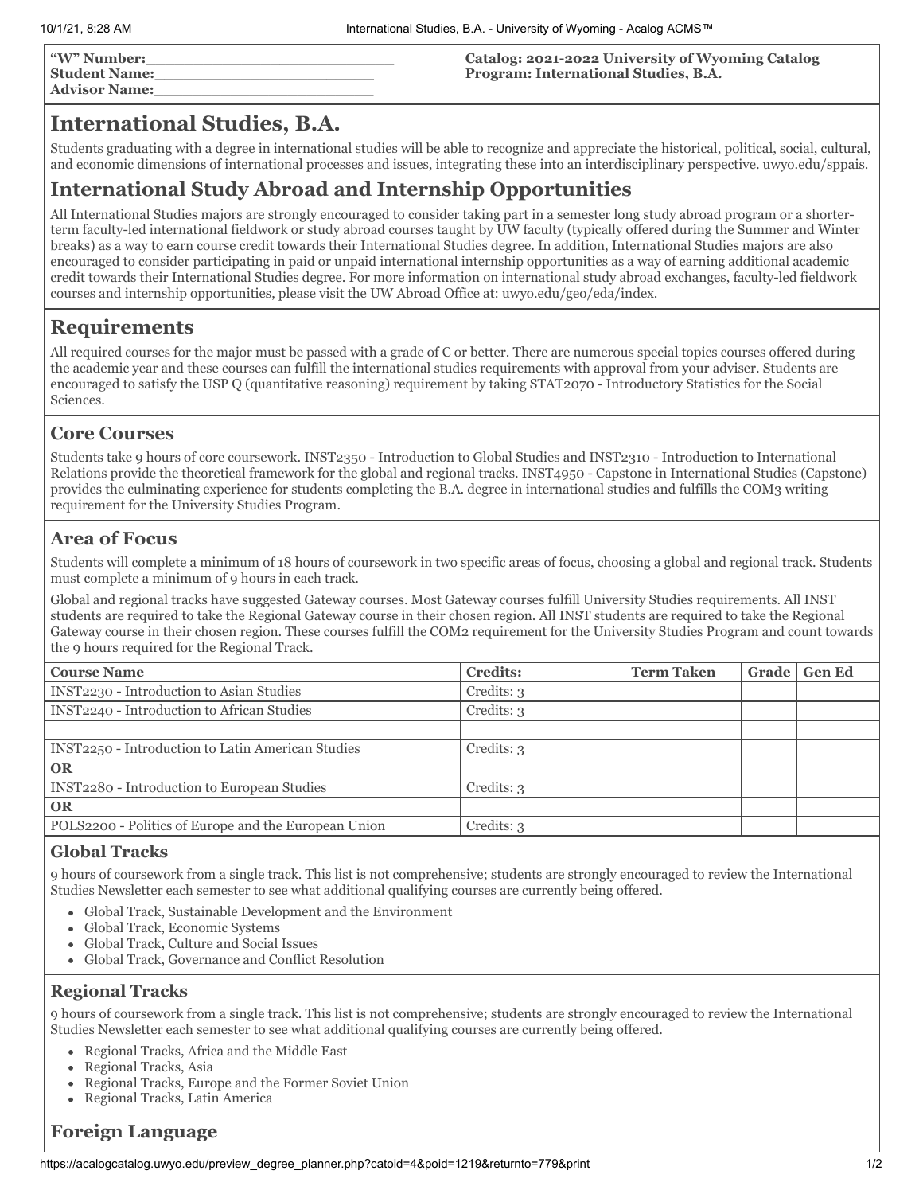**"W" Number:**____________________________
**Student Name:**__________________________
**Advisor Name:**__________________________

**Catalog: 2021-2022 University of Wyoming Catalog**
**Program: International Studies, B.A.**

# International Studies, B.A.

Students graduating with a degree in international studies will be able to recognize and appreciate the historical, political, social, cultural, and economic dimensions of international processes and issues, integrating these into an interdisciplinary perspective. uwyo.edu/sppais.

# International Study Abroad and Internship Opportunities

All International Studies majors are strongly encouraged to consider taking part in a semester long study abroad program or a shorter-term faculty-led international fieldwork or study abroad courses taught by UW faculty (typically offered during the Summer and Winter breaks) as a way to earn course credit towards their International Studies degree. In addition, International Studies majors are also encouraged to consider participating in paid or unpaid international internship opportunities as a way of earning additional academic credit towards their International Studies degree. For more information on international study abroad exchanges, faculty-led fieldwork courses and internship opportunities, please visit the UW Abroad Office at: uwyo.edu/geo/eda/index.

# Requirements

All required courses for the major must be passed with a grade of C or better. There are numerous special topics courses offered during the academic year and these courses can fulfill the international studies requirements with approval from your adviser. Students are encouraged to satisfy the USP Q (quantitative reasoning) requirement by taking STAT2070 - Introductory Statistics for the Social Sciences.

## Core Courses

Students take 9 hours of core coursework. INST2350 - Introduction to Global Studies and INST2310 - Introduction to International Relations provide the theoretical framework for the global and regional tracks. INST4950 - Capstone in International Studies (Capstone) provides the culminating experience for students completing the B.A. degree in international studies and fulfills the COM3 writing requirement for the University Studies Program.

## Area of Focus

Students will complete a minimum of 18 hours of coursework in two specific areas of focus, choosing a global and regional track. Students must complete a minimum of 9 hours in each track.

Global and regional tracks have suggested Gateway courses. Most Gateway courses fulfill University Studies requirements. All INST students are required to take the Regional Gateway course in their chosen region. All INST students are required to take the Regional Gateway course in their chosen region. These courses fulfill the COM2 requirement for the University Studies Program and count towards the 9 hours required for the Regional Track.

| Course Name | Credits: | Term Taken | Grade | Gen Ed |
|---|---|---|---|---|
| INST2230 - Introduction to Asian Studies | Credits: 3 | | | |
| INST2240 - Introduction to African Studies | Credits: 3 | | | |
| | | | | |
| INST2250 - Introduction to Latin American Studies | Credits: 3 | | | |
| **OR** | | | | |
| INST2280 - Introduction to European Studies | Credits: 3 | | | |
| **OR** | | | | |
| POLS2200 - Politics of Europe and the European Union | Credits: 3 | | | |

## Global Tracks

9 hours of coursework from a single track. This list is not comprehensive; students are strongly encouraged to review the International Studies Newsletter each semester to see what additional qualifying courses are currently being offered.

- Global Track, Sustainable Development and the Environment
- Global Track, Economic Systems
- Global Track, Culture and Social Issues
- Global Track, Governance and Conflict Resolution

## Regional Tracks

9 hours of coursework from a single track. This list is not comprehensive; students are strongly encouraged to review the International Studies Newsletter each semester to see what additional qualifying courses are currently being offered.

- Regional Tracks, Africa and the Middle East
- Regional Tracks, Asia
- Regional Tracks, Europe and the Former Soviet Union
- Regional Tracks, Latin America

## Foreign Language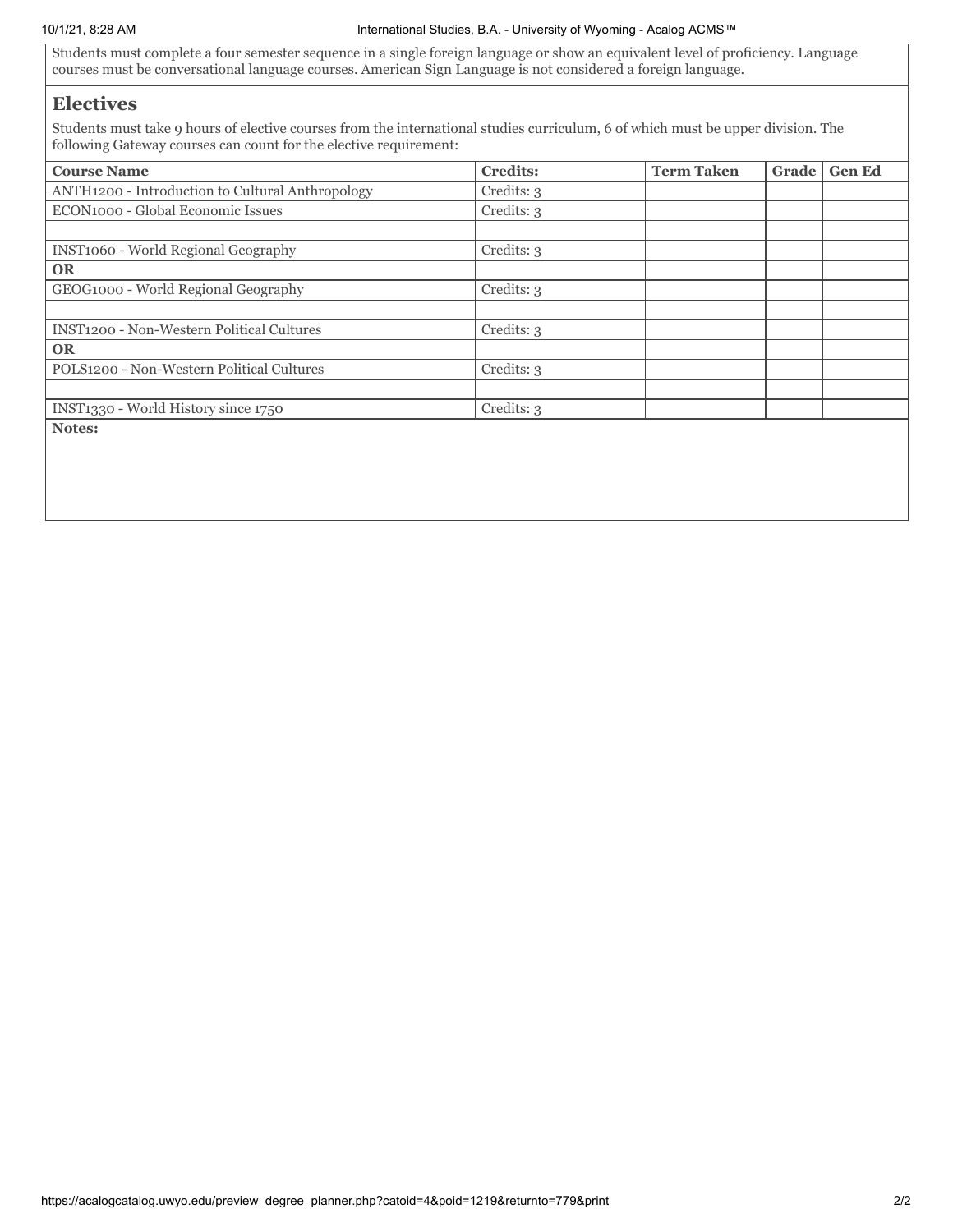Students must complete a four semester sequence in a single foreign language or show an equivalent level of proficiency. Language courses must be conversational language courses. American Sign Language is not considered a foreign language.

## Electives

Students must take 9 hours of elective courses from the international studies curriculum, 6 of which must be upper division. The following Gateway courses can count for the elective requirement:

| Course Name | Credits: | Term Taken | Grade | Gen Ed |
|---|---|---|---|---|
| ANTH1200 - Introduction to Cultural Anthropology | Credits: 3 | | | |
| ECON1000 - Global Economic Issues | Credits: 3 | | | |
| | | | | |
| INST1060 - World Regional Geography | Credits: 3 | | | |
| **OR** | | | | |
| GEOG1000 - World Regional Geography | Credits: 3 | | | |
| | | | | |
| INST1200 - Non-Western Political Cultures | Credits: 3 | | | |
| **OR** | | | | |
| POLS1200 - Non-Western Political Cultures | Credits: 3 | | | |
| | | | | |
| INST1330 - World History since 1750 | Credits: 3 | | | |

**Notes:**